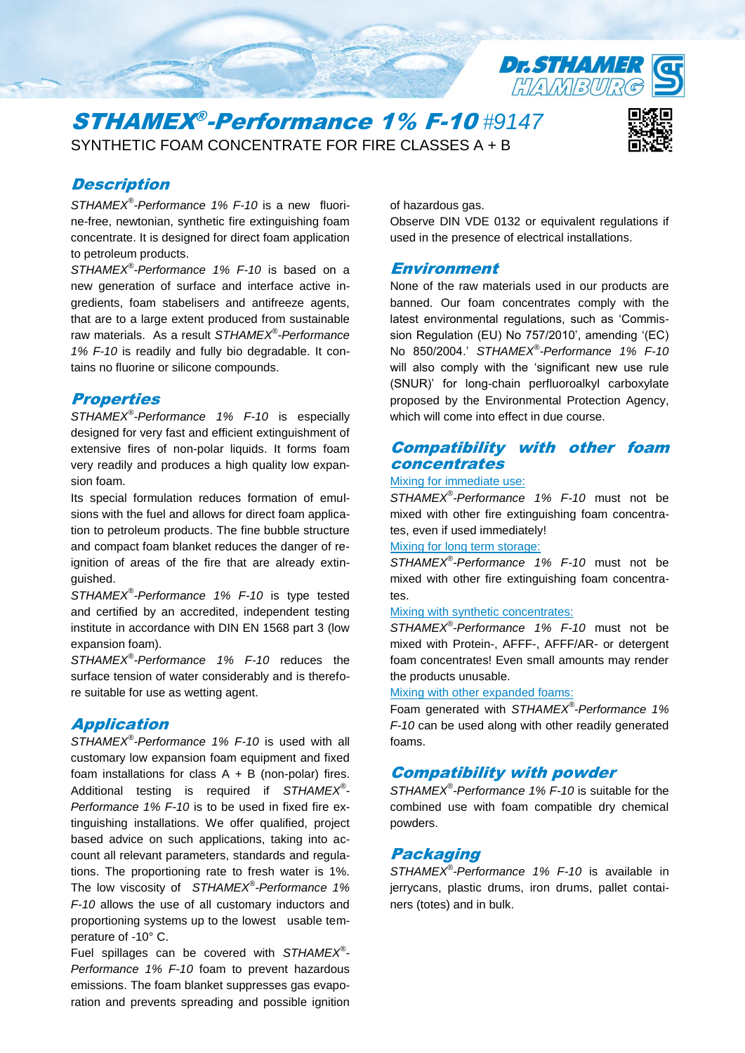# *STHAMEX®-Performance 1% F-10* #9147

SYNTHETIC FOAM CONCENTRATE FOR FIRE CLASSES A + B

## *Description*

*STHAMEX®-Performance 1% F-10* is a new fluorine-free, newtonian, synthetic fire extinguishing foam concentrate. It is designed for direct foam application to petroleum products.

*STHAMEX®-Performance 1% F-10* is based on a new generation of surface and interface active ingredients, foam stabelisers and antifreeze agents, that are to a large extent produced from sustainable raw materials. As a result *STHAMEX®-Performance 1% F-10* is readily and fully bio degradable. It contains no fluorine or silicone compounds.

## *Properties*

*STHAMEX®-Performance 1% F-10* is especially designed for very fast and efficient extinguishment of extensive fires of non-polar liquids. It forms foam very readily and produces a high quality low expansion foam.

Its special formulation reduces formation of emulsions with the fuel and allows for direct foam application to petroleum products. The fine bubble structure and compact foam blanket reduces the danger of re-ignition of areas of the fire that are already extinguished.

*STHAMEX®-Performance 1% F-10* is type tested and certified by an accredited, independent testing institute in accordance with DIN EN 1568 part 3 (low expansion foam).

*STHAMEX®-Performance 1% F-10* reduces the surface tension of water considerably and is therefore suitable for use as wetting agent.

## *Application*

*STHAMEX®-Performance 1% F-10* is used with all customary low expansion foam equipment and fixed foam installations for class A + B (non-polar) fires. Additional testing is required if *STHAMEX®-Performance 1% F-10* is to be used in fixed fire extinguishing installations. We offer qualified, project based advice on such applications, taking into account all relevant parameters, standards and regulations. The proportioning rate to fresh water is 1%. The low viscosity of *STHAMEX®-Performance 1% F-10* allows the use of all customary inductors and proportioning systems up to the lowest usable temperature of -10° C.

Fuel spillages can be covered with *STHAMEX®-Performance 1% F-10* foam to prevent hazardous emissions. The foam blanket suppresses gas evaporation and prevents spreading and possible ignition of hazardous gas.

Observe DIN VDE 0132 or equivalent regulations if used in the presence of electrical installations.

## *Environment*

None of the raw materials used in our products are banned. Our foam concentrates comply with the latest environmental regulations, such as 'Commission Regulation (EU) No 757/2010', amending '(EC) No 850/2004.' *STHAMEX®-Performance 1% F-10* will also comply with the 'significant new use rule (SNUR)' for long-chain perfluoroalkyl carboxylate proposed by the Environmental Protection Agency, which will come into effect in due course.

## *Compatibility with other foam concentrates*

Mixing for immediate use:

*STHAMEX®-Performance 1% F-10* must not be mixed with other fire extinguishing foam concentrates, even if used immediately!

Mixing for long term storage:

*STHAMEX®-Performance 1% F-10* must not be mixed with other fire extinguishing foam concentrates.

Mixing with synthetic concentrates:

*STHAMEX®-Performance 1% F-10* must not be mixed with Protein-, AFFF-, AFFF/AR- or detergent foam concentrates! Even small amounts may render the products unusable.

Mixing with other expanded foams:

Foam generated with *STHAMEX®-Performance 1% F-10* can be used along with other readily generated foams.

## *Compatibility with powder*

*STHAMEX®-Performance 1% F-10* is suitable for the combined use with foam compatible dry chemical powders.

## *Packaging*

*STHAMEX®-Performance 1% F-10* is available in jerrycans, plastic drums, iron drums, pallet containers (totes) and in bulk.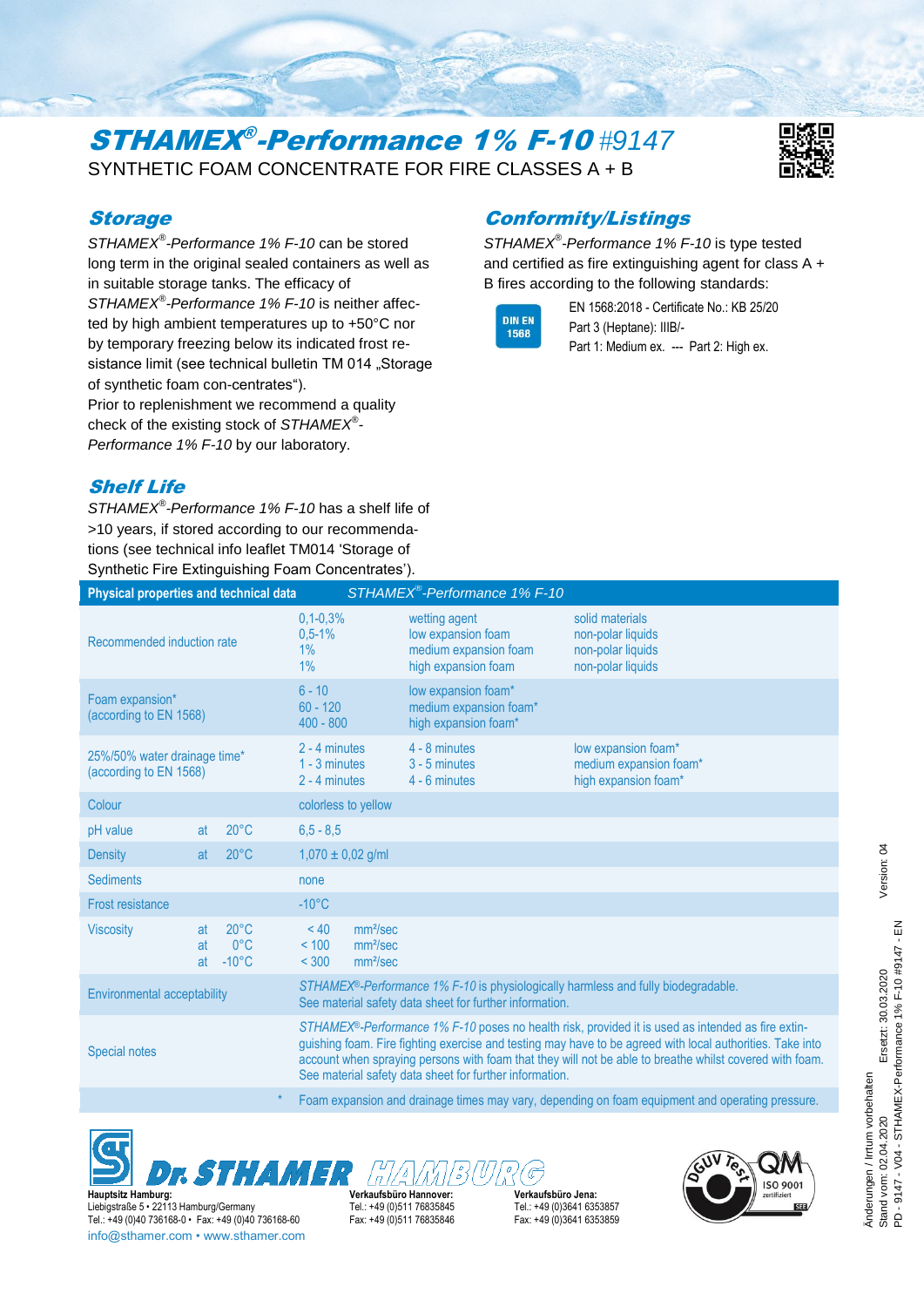# *STHAMEX®-Performance 1% F-10* #9147

SYNTHETIC FOAM CONCENTRATE FOR FIRE CLASSES A + B

## *Storage*

*STHAMEX®-Performance 1% F-10* can be stored long term in the original sealed containers as well as in suitable storage tanks. The efficacy of *STHAMEX®-Performance 1% F-10* is neither affected by high ambient temperatures up to +50°C nor by temporary freezing below its indicated frost resistance limit (see technical bulletin TM 014 „Storage of synthetic foam con-centrates").
Prior to replenishment we recommend a quality check of the existing stock of *STHAMEX®-Performance 1% F-10* by our laboratory.

## *Shelf Life*

*STHAMEX®-Performance 1% F-10* has a shelf life of >10 years, if stored according to our recommendations (see technical info leaflet TM014 'Storage of Synthetic Fire Extinguishing Foam Concentrates').

## *Conformity/Listings*

*STHAMEX®-Performance 1% F-10* is type tested and certified as fire extinguishing agent for class A + B fires according to the following standards:

DIN EN 1568

EN 1568:2018 - Certificate No.: KB 25/20
Part 3 (Heptane): IIIB/-
Part 1: Medium ex. --- Part 2: High ex.

| Physical properties and technical data | | *STHAMEX®-Performance 1% F-10* | | |
|---|---|---|---|---|
| Recommended induction rate | | 0,1-0,3%<br>0,5-1%<br>1%<br>1% | wetting agent<br>low expansion foam<br>medium expansion foam<br>high expansion foam | solid materials<br>non-polar liquids<br>non-polar liquids<br>non-polar liquids |
| Foam expansion*<br>(according to EN 1568) | | 6 - 10<br>60 - 120<br>400 - 800 | low expansion foam*<br>medium expansion foam*<br>high expansion foam* | |
| 25%/50% water drainage time*<br>(according to EN 1568) | | 2 - 4 minutes<br>1 - 3 minutes<br>2 - 4 minutes | 4 - 8 minutes<br>3 - 5 minutes<br>4 - 6 minutes | low expansion foam*<br>medium expansion foam*<br>high expansion foam* |
| Colour | | colorless to yellow | | |
| pH value | at 20°C | 6,5 - 8,5 | | |
| Density | at 20°C | 1,070 ± 0,02 g/ml | | |
| Sediments | | none | | |
| Frost resistance | | -10°C | | |
| Viscosity | at 20°C<br>at 0°C<br>at -10°C | < 40 mm²/sec<br>< 100 mm²/sec<br>< 300 mm²/sec | | |
| Environmental acceptability | | *STHAMEX®-Performance 1% F-10* is physiologically harmless and fully biodegradable. See material safety data sheet for further information. | | |
| Special notes | | *STHAMEX®-Performance 1% F-10* poses no health risk, provided it is used as intended as fire extinguishing foam. Fire fighting exercise and testing may have to be agreed with local authorities. Take into account when spraying persons with foam that they will not be able to breathe whilst covered with foam. See material safety data sheet for further information. | | |
| | * | Foam expansion and drainage times may vary, depending on foam equipment and operating pressure. | | |

**Dr. STHAMER HAMBURG**

**Hauptsitz Hamburg:**
Liebigstraße 5 • 22113 Hamburg/Germany
Tel.: +49 (0)40 736168-0 • Fax: +49 (0)40 736168-60
info@sthamer.com • www.sthamer.com

**Verkaufsbüro Hannover:**
Tel.: +49 (0)511 76835845
Fax: +49 (0)511 76835846

**Verkaufsbüro Jena:**
Tel.: +49 (0)3641 6353857
Fax: +49 (0)3641 6353859

DGUV Test QM ISO 9001 zertifiziert

Änderungen / Irrtum vorbehalten
Stand vom: 02.04.2020 Ersetzt: 30.03.2020 Version: 04
PD - 9147 - V04 - STHAMEX-Performance 1% F-10 #9147 - EN